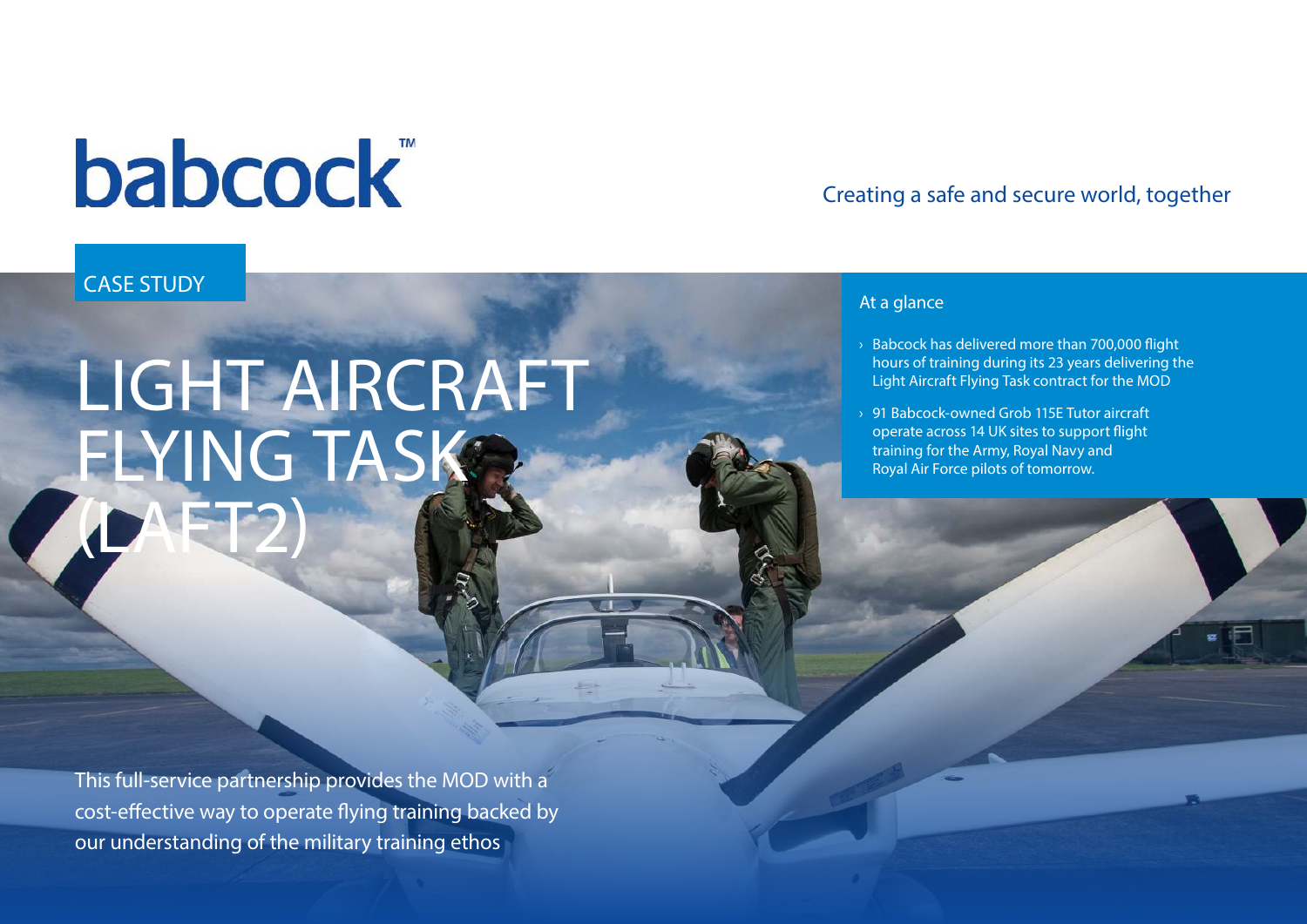babcock™

Creating a safe and secure world, together

CASE STUDY

# LIGHT AIRCRAFT FLYING TASK (LAFT2)

## At a glance

- Babcock has delivered more than 700,000 flight hours of training during its 23 years delivering the Light Aircraft Flying Task contract for the MOD
- 91 Babcock-owned Grob 115E Tutor aircraft operate across 14 UK sites to support flight training for the Army, Royal Navy and Royal Air Force pilots of tomorrow.

This full-service partnership provides the MOD with a cost-effective way to operate flying training backed by our understanding of the military training ethos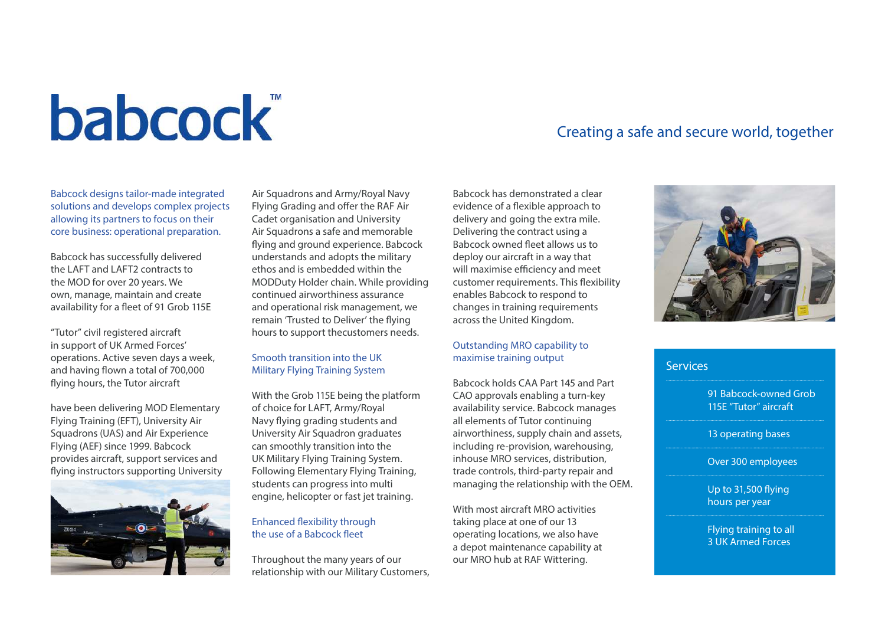# babcock™

## Creating a safe and secure world, together

Babcock designs tailor-made integrated solutions and develops complex projects allowing its partners to focus on their core business: operational preparation.

Babcock has successfully delivered the LAFT and LAFT2 contracts to the MOD for over 20 years. We own, manage, maintain and create availability for a fleet of 91 Grob 115E

"Tutor" civil registered aircraft in support of UK Armed Forces' operations. Active seven days a week, and having flown a total of 700,000 flying hours, the Tutor aircraft

have been delivering MOD Elementary Flying Training (EFT), University Air Squadrons (UAS) and Air Experience Flying (AEF) since 1999. Babcock provides aircraft, support services and flying instructors supporting University Air Squadrons and Army/Royal Navy Flying Grading and offer the RAF Air Cadet organisation and University Air Squadrons a safe and memorable flying and ground experience. Babcock understands and adopts the military ethos and is embedded within the MODDuty Holder chain. While providing continued airworthiness assurance and operational risk management, we remain 'Trusted to Deliver' the flying hours to support thecustomers needs.

### Smooth transition into the UK Military Flying Training System

With the Grob 115E being the platform of choice for LAFT, Army/Royal Navy flying grading students and University Air Squadron graduates can smoothly transition into the UK Military Flying Training System. Following Elementary Flying Training, students can progress into multi engine, helicopter or fast jet training.

### Enhanced flexibility through the use of a Babcock fleet

Throughout the many years of our relationship with our Military Customers, Babcock has demonstrated a clear evidence of a flexible approach to delivery and going the extra mile. Delivering the contract using a Babcock owned fleet allows us to deploy our aircraft in a way that will maximise efficiency and meet customer requirements. This flexibility enables Babcock to respond to changes in training requirements across the United Kingdom.

### Outstanding MRO capability to maximise training output

Babcock holds CAA Part 145 and Part CAO approvals enabling a turn-key availability service. Babcock manages all elements of Tutor continuing airworthiness, supply chain and assets, including re-provision, warehousing, inhouse MRO services, distribution, trade controls, third-party repair and managing the relationship with the OEM.

With most aircraft MRO activities taking place at one of our 13 operating locations, we also have a depot maintenance capability at our MRO hub at RAF Wittering.

### Services

- 91 Babcock-owned Grob 115E "Tutor" aircraft
- 13 operating bases
- Over 300 employees
- Up to 31,500 flying hours per year
- Flying training to all 3 UK Armed Forces